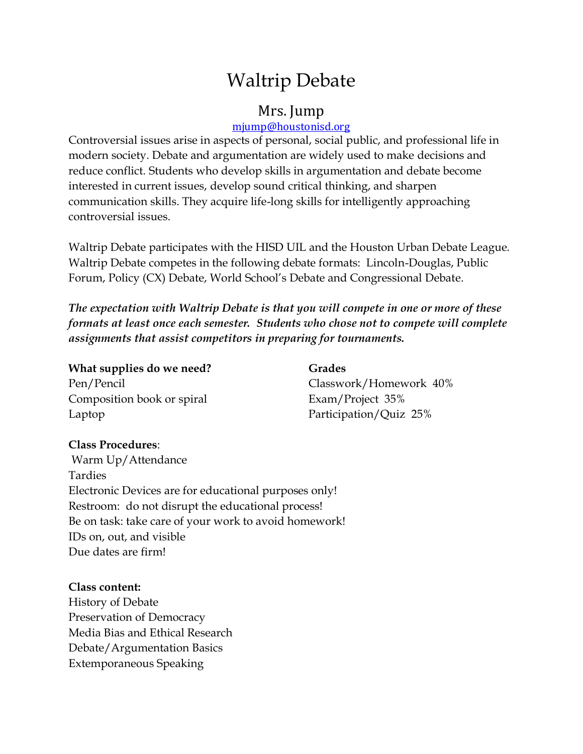# Waltrip Debate

## Mrs. Jump

mjump@houstonisd.org

Controversial issues arise in aspects of personal, social public, and professional life in modern society. Debate and argumentation are widely used to make decisions and reduce conflict. Students who develop skills in argumentation and debate become interested in current issues, develop sound critical thinking, and sharpen communication skills. They acquire life-long skills for intelligently approaching controversial issues.

Waltrip Debate participates with the HISD UIL and the Houston Urban Debate League. Waltrip Debate competes in the following debate formats: Lincoln-Douglas, Public Forum, Policy (CX) Debate, World School's Debate and Congressional Debate.

***The expectation with Waltrip Debate is that you will compete in one or more of these formats at least once each semester. Students who chose not to compete will complete assignments that assist competitors in preparing for tournaments.***

**What supplies do we need?**
Pen/Pencil
Composition book or spiral
Laptop

**Grades**
Classwork/Homework 40%
Exam/Project 35%
Participation/Quiz 25%

**Class Procedures**:
Warm Up/Attendance
Tardies
Electronic Devices are for educational purposes only!
Restroom: do not disrupt the educational process!
Be on task: take care of your work to avoid homework!
IDs on, out, and visible
Due dates are firm!

**Class content:**
History of Debate
Preservation of Democracy
Media Bias and Ethical Research
Debate/Argumentation Basics
Extemporaneous Speaking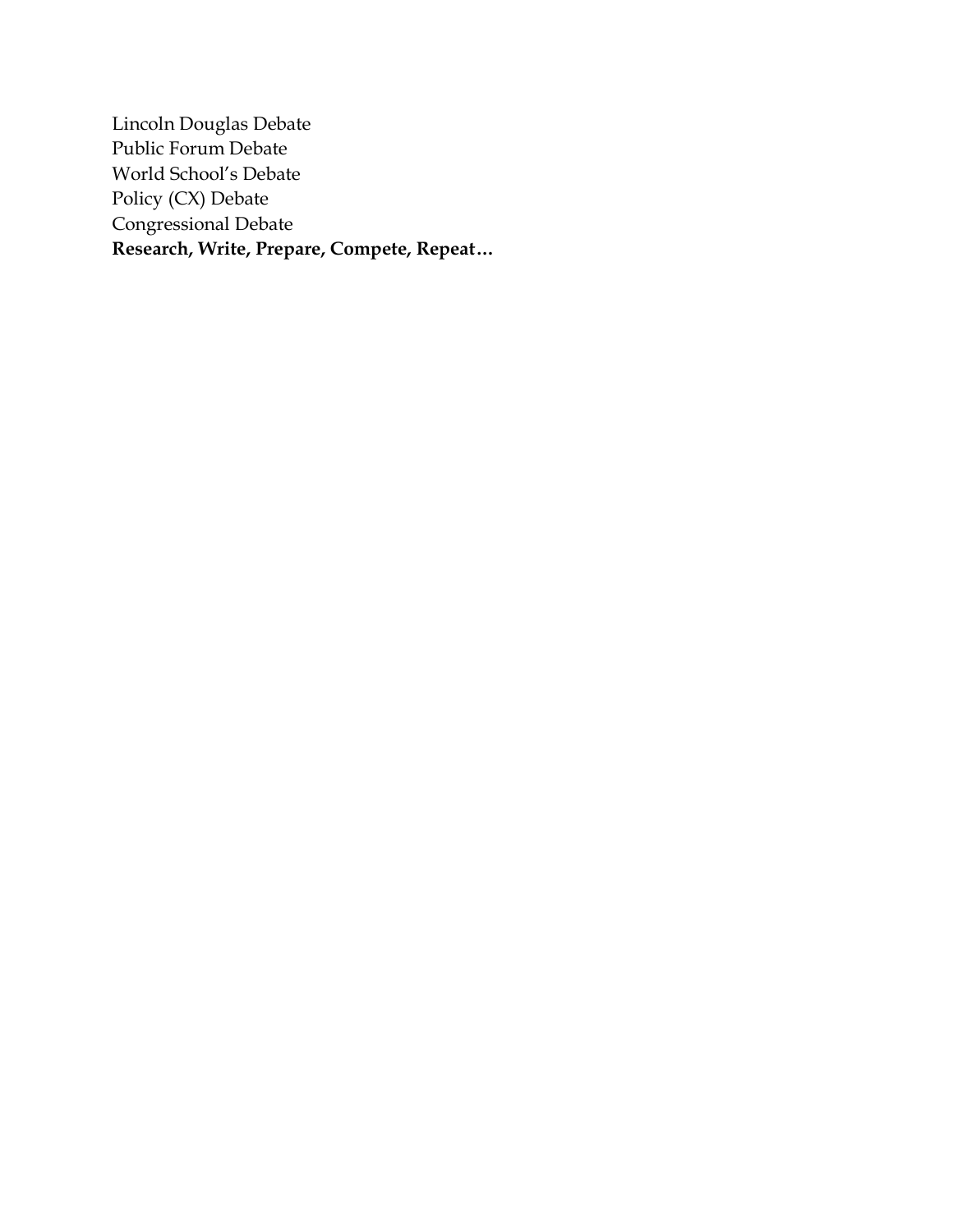Lincoln Douglas Debate
Public Forum Debate
World School's Debate
Policy (CX) Debate
Congressional Debate
**Research, Write, Prepare, Compete, Repeat…**